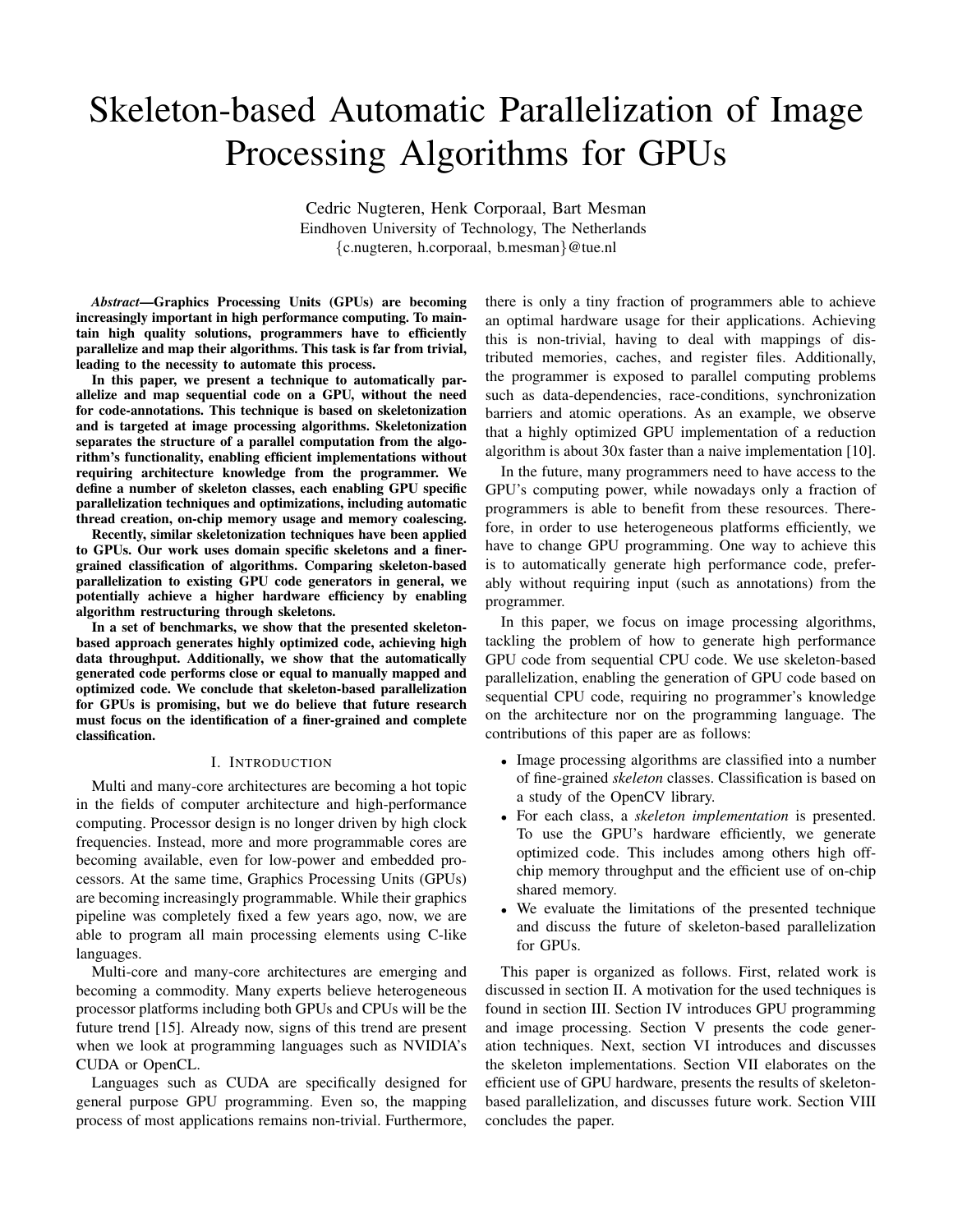# Skeleton-based Automatic Parallelization of Image Processing Algorithms for GPUs

Cedric Nugteren, Henk Corporaal, Bart Mesman
Eindhoven University of Technology, The Netherlands
{c.nugteren, h.corporaal, b.mesman}@tue.nl

***Abstract*—Graphics Processing Units (GPUs) are becoming increasingly important in high performance computing. To maintain high quality solutions, programmers have to efficiently parallelize and map their algorithms. This task is far from trivial, leading to the necessity to automate this process.**

**In this paper, we present a technique to automatically parallelize and map sequential code on a GPU, without the need for code-annotations. This technique is based on skeletonization and is targeted at image processing algorithms. Skeletonization separates the structure of a parallel computation from the algorithm's functionality, enabling efficient implementations without requiring architecture knowledge from the programmer. We define a number of skeleton classes, each enabling GPU specific parallelization techniques and optimizations, including automatic thread creation, on-chip memory usage and memory coalescing.**

**Recently, similar skeletonization techniques have been applied to GPUs. Our work uses domain specific skeletons and a finer-grained classification of algorithms. Comparing skeleton-based parallelization to existing GPU code generators in general, we potentially achieve a higher hardware efficiency by enabling algorithm restructuring through skeletons.**

**In a set of benchmarks, we show that the presented skeleton-based approach generates highly optimized code, achieving high data throughput. Additionally, we show that the automatically generated code performs close or equal to manually mapped and optimized code. We conclude that skeleton-based parallelization for GPUs is promising, but we do believe that future research must focus on the identification of a finer-grained and complete classification.**

## I. Introduction

Multi and many-core architectures are becoming a hot topic in the fields of computer architecture and high-performance computing. Processor design is no longer driven by high clock frequencies. Instead, more and more programmable cores are becoming available, even for low-power and embedded processors. At the same time, Graphics Processing Units (GPUs) are becoming increasingly programmable. While their graphics pipeline was completely fixed a few years ago, now, we are able to program all main processing elements using C-like languages.

Multi-core and many-core architectures are emerging and becoming a commodity. Many experts believe heterogeneous processor platforms including both GPUs and CPUs will be the future trend [15]. Already now, signs of this trend are present when we look at programming languages such as NVIDIA's CUDA or OpenCL.

Languages such as CUDA are specifically designed for general purpose GPU programming. Even so, the mapping process of most applications remains non-trivial. Furthermore, there is only a tiny fraction of programmers able to achieve an optimal hardware usage for their applications. Achieving this is non-trivial, having to deal with mappings of distributed memories, caches, and register files. Additionally, the programmer is exposed to parallel computing problems such as data-dependencies, race-conditions, synchronization barriers and atomic operations. As an example, we observe that a highly optimized GPU implementation of a reduction algorithm is about 30x faster than a naive implementation [10].

In the future, many programmers need to have access to the GPU's computing power, while nowadays only a fraction of programmers is able to benefit from these resources. Therefore, in order to use heterogeneous platforms efficiently, we have to change GPU programming. One way to achieve this is to automatically generate high performance code, preferably without requiring input (such as annotations) from the programmer.

In this paper, we focus on image processing algorithms, tackling the problem of how to generate high performance GPU code from sequential CPU code. We use skeleton-based parallelization, enabling the generation of GPU code based on sequential CPU code, requiring no programmer's knowledge on the architecture nor on the programming language. The contributions of this paper are as follows:

- Image processing algorithms are classified into a number of fine-grained *skeleton* classes. Classification is based on a study of the OpenCV library.
- For each class, a *skeleton implementation* is presented. To use the GPU's hardware efficiently, we generate optimized code. This includes among others high off-chip memory throughput and the efficient use of on-chip shared memory.
- We evaluate the limitations of the presented technique and discuss the future of skeleton-based parallelization for GPUs.

This paper is organized as follows. First, related work is discussed in section II. A motivation for the used techniques is found in section III. Section IV introduces GPU programming and image processing. Section V presents the code generation techniques. Next, section VI introduces and discusses the skeleton implementations. Section VII elaborates on the efficient use of GPU hardware, presents the results of skeleton-based parallelization, and discusses future work. Section VIII concludes the paper.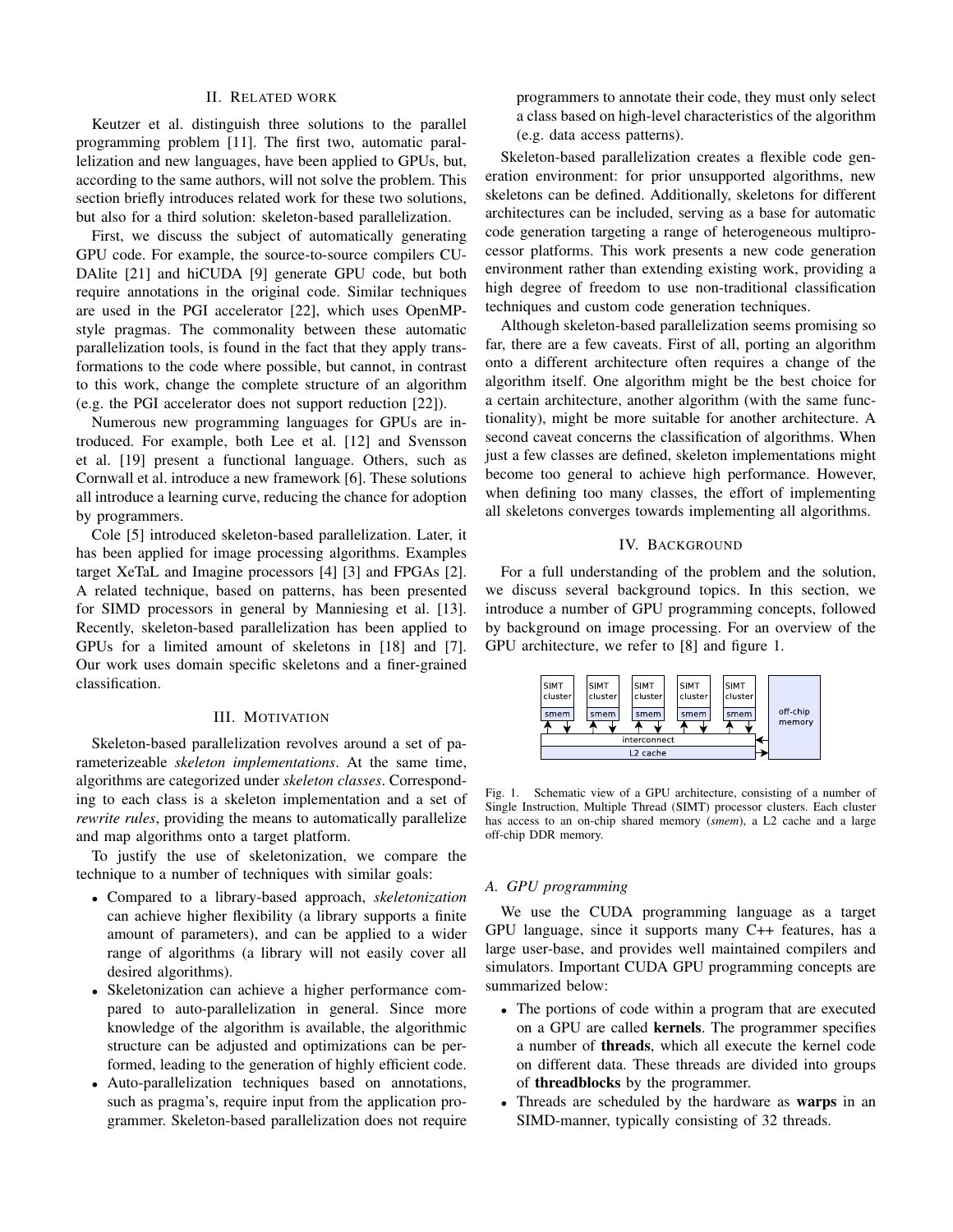## II. Related work

Keutzer et al. distinguish three solutions to the parallel programming problem [11]. The first two, automatic parallelization and new languages, have been applied to GPUs, but, according to the same authors, will not solve the problem. This section briefly introduces related work for these two solutions, but also for a third solution: skeleton-based parallelization.

First, we discuss the subject of automatically generating GPU code. For example, the source-to-source compilers CUDAlite [21] and hiCUDA [9] generate GPU code, but both require annotations in the original code. Similar techniques are used in the PGI accelerator [22], which uses OpenMP-style pragmas. The commonality between these automatic parallelization tools, is found in the fact that they apply transformations to the code where possible, but cannot, in contrast to this work, change the complete structure of an algorithm (e.g. the PGI accelerator does not support reduction [22]).

Numerous new programming languages for GPUs are introduced. For example, both Lee et al. [12] and Svensson et al. [19] present a functional language. Others, such as Cornwall et al. introduce a new framework [6]. These solutions all introduce a learning curve, reducing the chance for adoption by programmers.

Cole [5] introduced skeleton-based parallelization. Later, it has been applied for image processing algorithms. Examples target XeTaL and Imagine processors [4] [3] and FPGAs [2]. A related technique, based on patterns, has been presented for SIMD processors in general by Manniesing et al. [13]. Recently, skeleton-based parallelization has been applied to GPUs for a limited amount of skeletons in [18] and [7]. Our work uses domain specific skeletons and a finer-grained classification.

## III. Motivation

Skeleton-based parallelization revolves around a set of parameterizeable *skeleton implementations*. At the same time, algorithms are categorized under *skeleton classes*. Corresponding to each class is a skeleton implementation and a set of *rewrite rules*, providing the means to automatically parallelize and map algorithms onto a target platform.

To justify the use of skeletonization, we compare the technique to a number of techniques with similar goals:

- Compared to a library-based approach, *skeletonization* can achieve higher flexibility (a library supports a finite amount of parameters), and can be applied to a wider range of algorithms (a library will not easily cover all desired algorithms).
- Skeletonization can achieve a higher performance compared to auto-parallelization in general. Since more knowledge of the algorithm is available, the algorithmic structure can be adjusted and optimizations can be performed, leading to the generation of highly efficient code.
- Auto-parallelization techniques based on annotations, such as pragma's, require input from the application programmer. Skeleton-based parallelization does not require programmers to annotate their code, they must only select a class based on high-level characteristics of the algorithm (e.g. data access patterns).

Skeleton-based parallelization creates a flexible code generation environment: for prior unsupported algorithms, new skeletons can be defined. Additionally, skeletons for different architectures can be included, serving as a base for automatic code generation targeting a range of heterogeneous multiprocessor platforms. This work presents a new code generation environment rather than extending existing work, providing a high degree of freedom to use non-traditional classification techniques and custom code generation techniques.

Although skeleton-based parallelization seems promising so far, there are a few caveats. First of all, porting an algorithm onto a different architecture often requires a change of the algorithm itself. One algorithm might be the best choice for a certain architecture, another algorithm (with the same functionality), might be more suitable for another architecture. A second caveat concerns the classification of algorithms. When just a few classes are defined, skeleton implementations might become too general to achieve high performance. However, when defining too many classes, the effort of implementing all skeletons converges towards implementing all algorithms.

## IV. Background

For a full understanding of the problem and the solution, we discuss several background topics. In this section, we introduce a number of GPU programming concepts, followed by background on image processing. For an overview of the GPU architecture, we refer to [8] and figure 1.

Fig. 1. Schematic view of a GPU architecture, consisting of a number of Single Instruction, Multiple Thread (SIMT) processor clusters. Each cluster has access to an on-chip shared memory (*smem*), a L2 cache and a large off-chip DDR memory.

### A. GPU programming

We use the CUDA programming language as a target GPU language, since it supports many C++ features, has a large user-base, and provides well maintained compilers and simulators. Important CUDA GPU programming concepts are summarized below:

- The portions of code within a program that are executed on a GPU are called **kernels**. The programmer specifies a number of **threads**, which all execute the kernel code on different data. These threads are divided into groups of **threadblocks** by the programmer.
- Threads are scheduled by the hardware as **warps** in an SIMD-manner, typically consisting of 32 threads.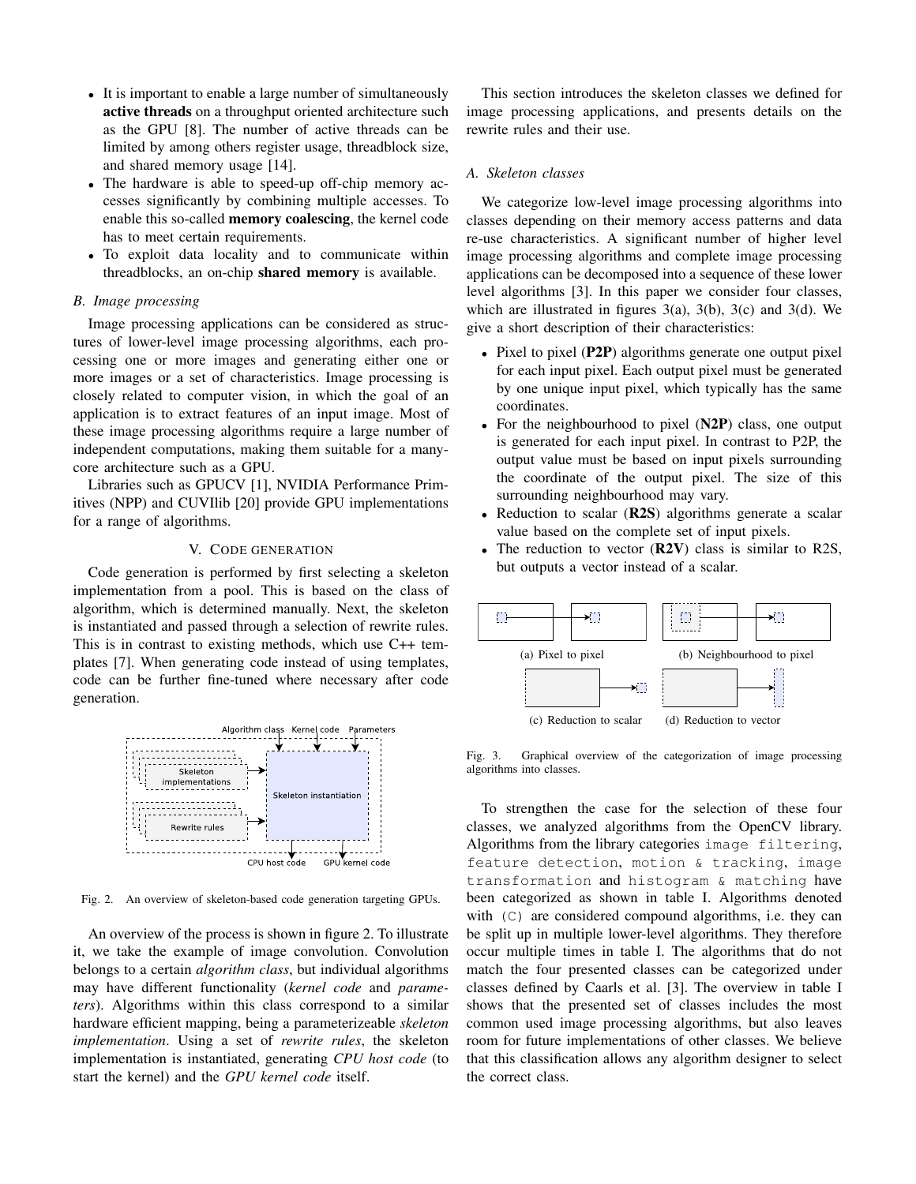- It is important to enable a large number of simultaneously **active threads** on a throughput oriented architecture such as the GPU [8]. The number of active threads can be limited by among others register usage, threadblock size, and shared memory usage [14].
- The hardware is able to speed-up off-chip memory accesses significantly by combining multiple accesses. To enable this so-called **memory coalescing**, the kernel code has to meet certain requirements.
- To exploit data locality and to communicate within threadblocks, an on-chip **shared memory** is available.

### B. Image processing

Image processing applications can be considered as structures of lower-level image processing algorithms, each processing one or more images and generating either one or more images or a set of characteristics. Image processing is closely related to computer vision, in which the goal of an application is to extract features of an input image. Most of these image processing algorithms require a large number of independent computations, making them suitable for a many-core architecture such as a GPU.

Libraries such as GPUCV [1], NVIDIA Performance Primitives (NPP) and CUVIlib [20] provide GPU implementations for a range of algorithms.

## V. Code generation

Code generation is performed by first selecting a skeleton implementation from a pool. This is based on the class of algorithm, which is determined manually. Next, the skeleton is instantiated and passed through a selection of rewrite rules. This is in contrast to existing methods, which use C++ templates [7]. When generating code instead of using templates, code can be further fine-tuned where necessary after code generation.

Fig. 2. An overview of skeleton-based code generation targeting GPUs.

An overview of the process is shown in figure 2. To illustrate it, we take the example of image convolution. Convolution belongs to a certain *algorithm class*, but individual algorithms may have different functionality (*kernel code* and *parameters*). Algorithms within this class correspond to a similar hardware efficient mapping, being a parameterizeable *skeleton implementation*. Using a set of *rewrite rules*, the skeleton implementation is instantiated, generating *CPU host code* (to start the kernel) and the *GPU kernel code* itself.

This section introduces the skeleton classes we defined for image processing applications, and presents details on the rewrite rules and their use.

### A. Skeleton classes

We categorize low-level image processing algorithms into classes depending on their memory access patterns and data re-use characteristics. A significant number of higher level image processing algorithms and complete image processing applications can be decomposed into a sequence of these lower level algorithms [3]. In this paper we consider four classes, which are illustrated in figures 3(a), 3(b), 3(c) and 3(d). We give a short description of their characteristics:

- Pixel to pixel (**P2P**) algorithms generate one output pixel for each input pixel. Each output pixel must be generated by one unique input pixel, which typically has the same coordinates.
- For the neighbourhood to pixel (**N2P**) class, one output is generated for each input pixel. In contrast to P2P, the output value must be based on input pixels surrounding the coordinate of the output pixel. The size of this surrounding neighbourhood may vary.
- Reduction to scalar (**R2S**) algorithms generate a scalar value based on the complete set of input pixels.
- The reduction to vector (**R2V**) class is similar to R2S, but outputs a vector instead of a scalar.

(a) Pixel to pixel (b) Neighbourhood to pixel (c) Reduction to scalar (d) Reduction to vector

Fig. 3. Graphical overview of the categorization of image processing algorithms into classes.

To strengthen the case for the selection of these four classes, we analyzed algorithms from the OpenCV library. Algorithms from the library categories `image filtering`, `feature detection`, `motion & tracking`, `image transformation` and `histogram & matching` have been categorized as shown in table I. Algorithms denoted with `(C)` are considered compound algorithms, i.e. they can be split up in multiple lower-level algorithms. They therefore occur multiple times in table I. The algorithms that do not match the four presented classes can be categorized under classes defined by Caarls et al. [3]. The overview in table I shows that the presented set of classes includes the most common used image processing algorithms, but also leaves room for future implementations of other classes. We believe that this classification allows any algorithm designer to select the correct class.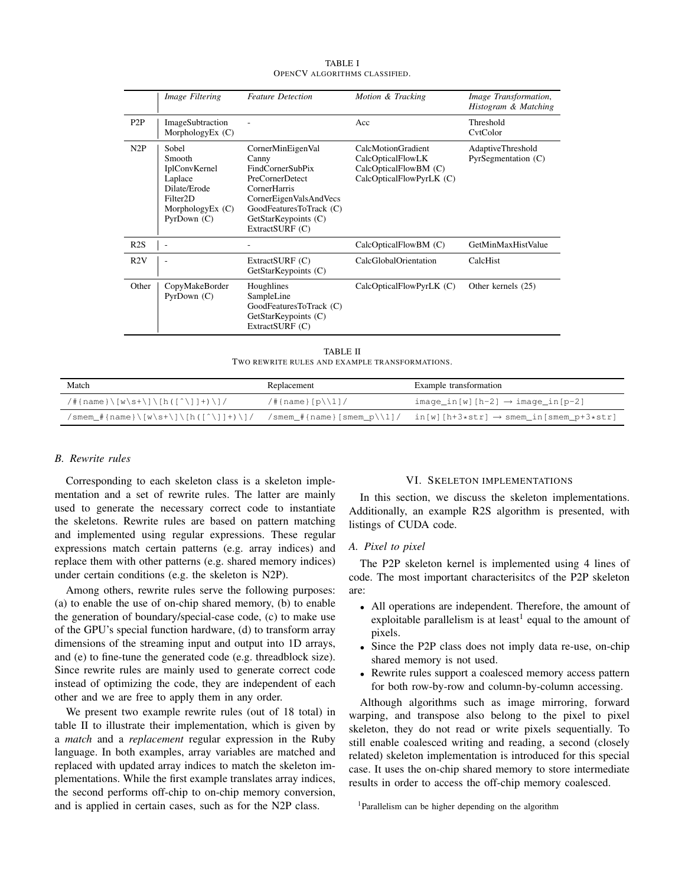TABLE I
OPENCV ALGORITHMS CLASSIFIED.

| | *Image Filtering* | *Feature Detection* | *Motion & Tracking* | *Image Transformation, Histogram & Matching* |
|---|---|---|---|---|
| P2P | ImageSubtraction<br>MorphologyEx (C) | - | Acc | Threshold<br>CvtColor |
| N2P | Sobel<br>Smooth<br>IplConvKernel<br>Laplace<br>Dilate/Erode<br>Filter2D<br>MorphologyEx (C)<br>PyrDown (C) | CornerMinEigenVal<br>Canny<br>FindCornerSubPix<br>PreCornerDetect<br>CornerHarris<br>CornerEigenValsAndVecs<br>GoodFeaturesToTrack (C)<br>GetStarKeypoints (C)<br>ExtractSURF (C) | CalcMotionGradient<br>CalcOpticalFlowLK<br>CalcOpticalFlowBM (C)<br>CalcOpticalFlowPyrLK (C) | AdaptiveThreshold<br>PyrSegmentation (C) |
| R2S | - | - | CalcOpticalFlowBM (C) | GetMinMaxHistValue |
| R2V | - | ExtractSURF (C)<br>GetStarKeypoints (C) | CalcGlobalOrientation | CalcHist |
| Other | CopyMakeBorder<br>PyrDown (C) | Houghlines<br>SampleLine<br>GoodFeaturesToTrack (C)<br>GetStarKeypoints (C)<br>ExtractSURF (C) | CalcOpticalFlowPyrLK (C) | Other kernels (25) |

TABLE II
TWO REWRITE RULES AND EXAMPLE TRANSFORMATIONS.

| Match | Replacement | Example transformation |
|---|---|---|
| `/#{name}\[w\s+\]\[h([^\]]+)\]/` | `/#{name}[p\\1]/` | `image_in[w][h-2]` → `image_in[p-2]` |
| `/smem_#{name}\[w\s+\]\[h([^\]]+)\]/` | `/smem_#{name}[smem_p\\1]/` | `in[w][h+3*str]` → `smem_in[smem_p+3*str]` |

### B. Rewrite rules

Corresponding to each skeleton class is a skeleton implementation and a set of rewrite rules. The latter are mainly used to generate the necessary correct code to instantiate the skeletons. Rewrite rules are based on pattern matching and implemented using regular expressions. These regular expressions match certain patterns (e.g. array indices) and replace them with other patterns (e.g. shared memory indices) under certain conditions (e.g. the skeleton is N2P).

Among others, rewrite rules serve the following purposes: (a) to enable the use of on-chip shared memory, (b) to enable the generation of boundary/special-case code, (c) to make use of the GPU's special function hardware, (d) to transform array dimensions of the streaming input and output into 1D arrays, and (e) to fine-tune the generated code (e.g. threadblock size). Since rewrite rules are mainly used to generate correct code instead of optimizing the code, they are independent of each other and we are free to apply them in any order.

We present two example rewrite rules (out of 18 total) in table II to illustrate their implementation, which is given by a *match* and a *replacement* regular expression in the Ruby language. In both examples, array variables are matched and replaced with updated array indices to match the skeleton implementations. While the first example translates array indices, the second performs off-chip to on-chip memory conversion, and is applied in certain cases, such as for the N2P class.

## VI. SKELETON IMPLEMENTATIONS

In this section, we discuss the skeleton implementations. Additionally, an example R2S algorithm is presented, with listings of CUDA code.

### A. Pixel to pixel

The P2P skeleton kernel is implemented using 4 lines of code. The most important characterisitcs of the P2P skeleton are:

- All operations are independent. Therefore, the amount of exploitable parallelism is at least[1] equal to the amount of pixels.
- Since the P2P class does not imply data re-use, on-chip shared memory is not used.
- Rewrite rules support a coalesced memory access pattern for both row-by-row and column-by-column accessing.

Although algorithms such as image mirroring, forward warping, and transpose also belong to the pixel to pixel skeleton, they do not read or write pixels sequentially. To still enable coalesced writing and reading, a second (closely related) skeleton implementation is introduced for this special case. It uses the on-chip shared memory to store intermediate results in order to access the off-chip memory coalesced.

[1] Parallelism can be higher depending on the algorithm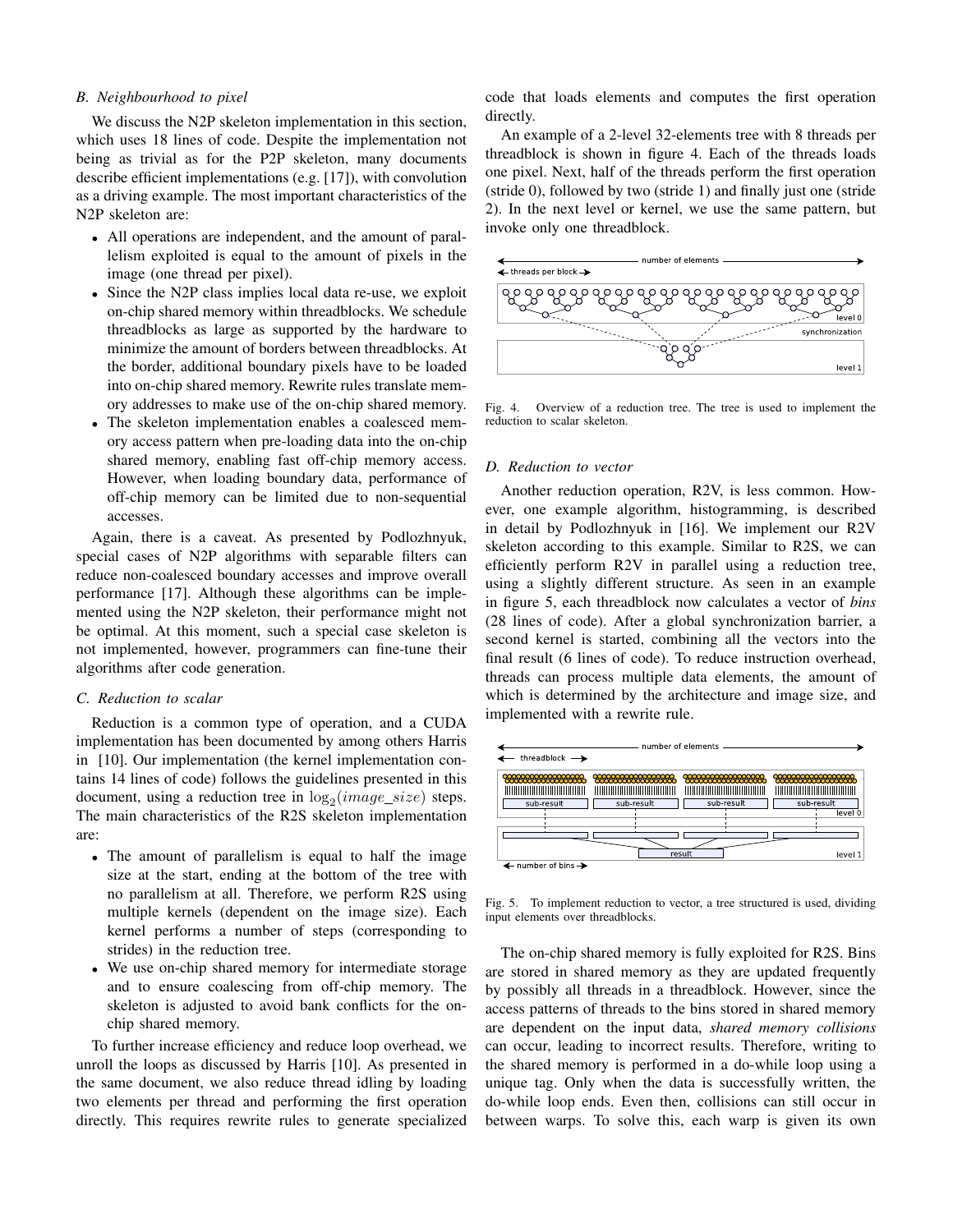### B. Neighbourhood to pixel

We discuss the N2P skeleton implementation in this section, which uses 18 lines of code. Despite the implementation not being as trivial as for the P2P skeleton, many documents describe efficient implementations (e.g. [17]), with convolution as a driving example. The most important characteristics of the N2P skeleton are:

- All operations are independent, and the amount of parallelism exploited is equal to the amount of pixels in the image (one thread per pixel).
- Since the N2P class implies local data re-use, we exploit on-chip shared memory within threadblocks. We schedule threadblocks as large as supported by the hardware to minimize the amount of borders between threadblocks. At the border, additional boundary pixels have to be loaded into on-chip shared memory. Rewrite rules translate memory addresses to make use of the on-chip shared memory.
- The skeleton implementation enables a coalesced memory access pattern when pre-loading data into the on-chip shared memory, enabling fast off-chip memory access. However, when loading boundary data, performance of off-chip memory can be limited due to non-sequential accesses.

Again, there is a caveat. As presented by Podlozhnyuk, special cases of N2P algorithms with separable filters can reduce non-coalesced boundary accesses and improve overall performance [17]. Although these algorithms can be implemented using the N2P skeleton, their performance might not be optimal. At this moment, such a special case skeleton is not implemented, however, programmers can fine-tune their algorithms after code generation.

### C. Reduction to scalar

Reduction is a common type of operation, and a CUDA implementation has been documented by among others Harris in [10]. Our implementation (the kernel implementation contains 14 lines of code) follows the guidelines presented in this document, using a reduction tree in $\log_2(image\_size)$ steps. The main characteristics of the R2S skeleton implementation are:

- The amount of parallelism is equal to half the image size at the start, ending at the bottom of the tree with no parallelism at all. Therefore, we perform R2S using multiple kernels (dependent on the image size). Each kernel performs a number of steps (corresponding to strides) in the reduction tree.
- We use on-chip shared memory for intermediate storage and to ensure coalescing from off-chip memory. The skeleton is adjusted to avoid bank conflicts for the on-chip shared memory.

To further increase efficiency and reduce loop overhead, we unroll the loops as discussed by Harris [10]. As presented in the same document, we also reduce thread idling by loading two elements per thread and performing the first operation directly. This requires rewrite rules to generate specialized code that loads elements and computes the first operation directly.

An example of a 2-level 32-elements tree with 8 threads per threadblock is shown in figure 4. Each of the threads loads one pixel. Next, half of the threads perform the first operation (stride 0), followed by two (stride 1) and finally just one (stride 2). In the next level or kernel, we use the same pattern, but invoke only one threadblock.

Fig. 4. Overview of a reduction tree. The tree is used to implement the reduction to scalar skeleton.

### D. Reduction to vector

Another reduction operation, R2V, is less common. However, one example algorithm, histogramming, is described in detail by Podlozhnyuk in [16]. We implement our R2V skeleton according to this example. Similar to R2S, we can efficiently perform R2V in parallel using a reduction tree, using a slightly different structure. As seen in an example in figure 5, each threadblock now calculates a vector of *bins* (28 lines of code). After a global synchronization barrier, a second kernel is started, combining all the vectors into the final result (6 lines of code). To reduce instruction overhead, threads can process multiple data elements, the amount of which is determined by the architecture and image size, and implemented with a rewrite rule.

Fig. 5. To implement reduction to vector, a tree structured is used, dividing input elements over threadblocks.

The on-chip shared memory is fully exploited for R2S. Bins are stored in shared memory as they are updated frequently by possibly all threads in a threadblock. However, since the access patterns of threads to the bins stored in shared memory are dependent on the input data, *shared memory collisions* can occur, leading to incorrect results. Therefore, writing to the shared memory is performed in a do-while loop using a unique tag. Only when the data is successfully written, the do-while loop ends. Even then, collisions can still occur in between warps. To solve this, each warp is given its own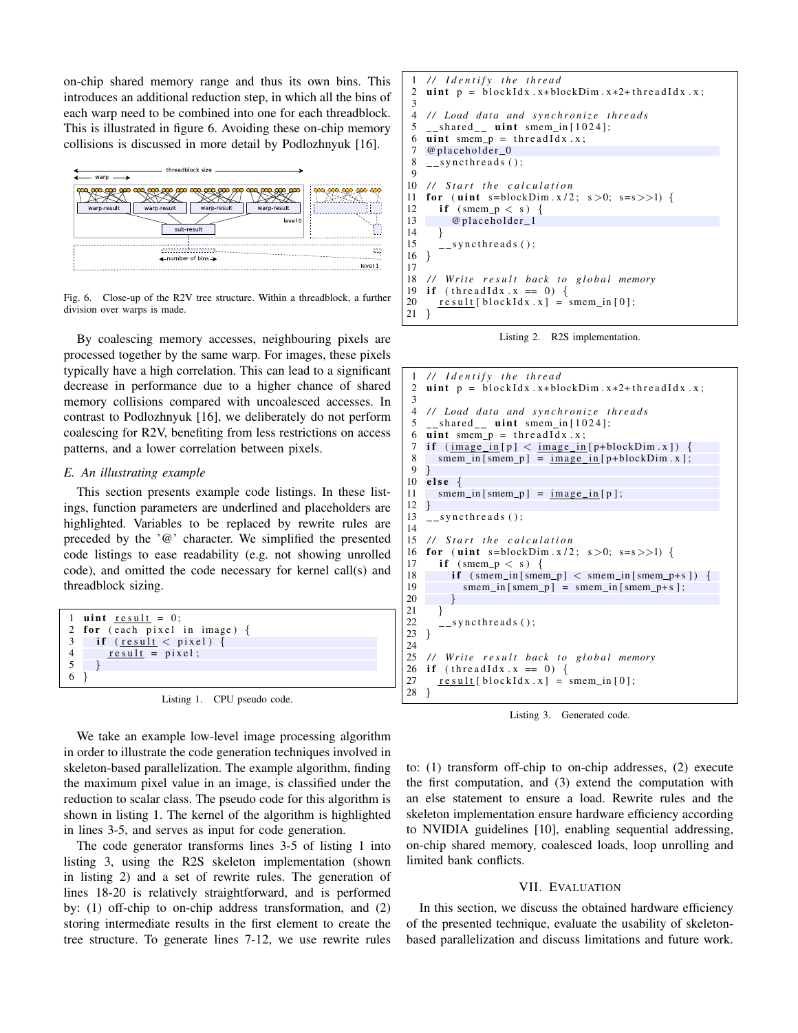on-chip shared memory range and thus its own bins. This introduces an additional reduction step, in which all the bins of each warp need to be combined into one for each threadblock. This is illustrated in figure 6. Avoiding these on-chip memory collisions is discussed in more detail by Podlozhnyuk [16].

Fig. 6. Close-up of the R2V tree structure. Within a threadblock, a further division over warps is made.

By coalescing memory accesses, neighbouring pixels are processed together by the same warp. For images, these pixels typically have a high correlation. This can lead to a significant decrease in performance due to a higher chance of shared memory collisions compared with uncoalesced accesses. In contrast to Podlozhnyuk [16], we deliberately do not perform coalescing for R2V, benefiting from less restrictions on access patterns, and a lower correlation between pixels.

### E. An illustrating example

This section presents example code listings. In these listings, function parameters are underlined and placeholders are highlighted. Variables to be replaced by rewrite rules are preceded by the '@' character. We simplified the presented code listings to ease readability (e.g. not showing unrolled code), and omitted the code necessary for kernel call(s) and threadblock sizing.

```
1 uint result = 0;
2 for (each pixel in image) {
3   if (result < pixel) {
4     result = pixel;
5   }
6 }
```

Listing 1. CPU pseudo code.

We take an example low-level image processing algorithm in order to illustrate the code generation techniques involved in skeleton-based parallelization. The example algorithm, finding the maximum pixel value in an image, is classified under the reduction to scalar class. The pseudo code for this algorithm is shown in listing 1. The kernel of the algorithm is highlighted in lines 3-5, and serves as input for code generation.

The code generator transforms lines 3-5 of listing 1 into listing 3, using the R2S skeleton implementation (shown in listing 2) and a set of rewrite rules. The generation of lines 18-20 is relatively straightforward, and is performed by: (1) off-chip to on-chip address transformation, and (2) storing intermediate results in the first element to create the tree structure. To generate lines 7-12, we use rewrite rules to: (1) transform off-chip to on-chip addresses, (2) execute the first computation, and (3) extend the computation with an else statement to ensure a load. Rewrite rules and the skeleton implementation ensure hardware efficiency according to NVIDIA guidelines [10], enabling sequential addressing, on-chip shared memory, coalesced loads, loop unrolling and limited bank conflicts.

```
1  // Identify the thread
2  uint p = blockIdx.x*blockDim.x*2+threadIdx.x;
3
4  // Load data and synchronize threads
5  __shared__ uint smem_in[1024];
6  uint smem_p = threadIdx.x;
7  @placeholder_0
8  __syncthreads();
9
10 // Start the calculation
11 for (uint s=blockDim.x/2; s>0; s=s>>1) {
12   if (smem_p < s) {
13     @placeholder_1
14   }
15   __syncthreads();
16 }
17
18 // Write result back to global memory
19 if (threadIdx.x == 0) {
20   result[blockIdx.x] = smem_in[0];
21 }
```

Listing 2. R2S implementation.

```
1  // Identify the thread
2  uint p = blockIdx.x*blockDim.x*2+threadIdx.x;
3
4  // Load data and synchronize threads
5  __shared__ uint smem_in[1024];
6  uint smem_p = threadIdx.x;
7  if (image_in[p] < image_in[p+blockDim.x]) {
8    smem_in[smem_p] = image_in[p+blockDim.x];
9  }
10 else {
11   smem_in[smem_p] = image_in[p];
12 }
13 __syncthreads();
14
15 // Start the calculation
16 for (uint s=blockDim.x/2; s>0; s=s>>1) {
17   if (smem_p < s) {
18     if (smem_in[smem_p] < smem_in[smem_p+s]) {
19       smem_in[smem_p] = smem_in[smem_p+s];
20     }
21   }
22   __syncthreads();
23 }
24
25 // Write result back to global memory
26 if (threadIdx.x == 0) {
27   result[blockIdx.x] = smem_in[0];
28 }
```

Listing 3. Generated code.

## VII. Evaluation

In this section, we discuss the obtained hardware efficiency of the presented technique, evaluate the usability of skeleton-based parallelization and discuss limitations and future work.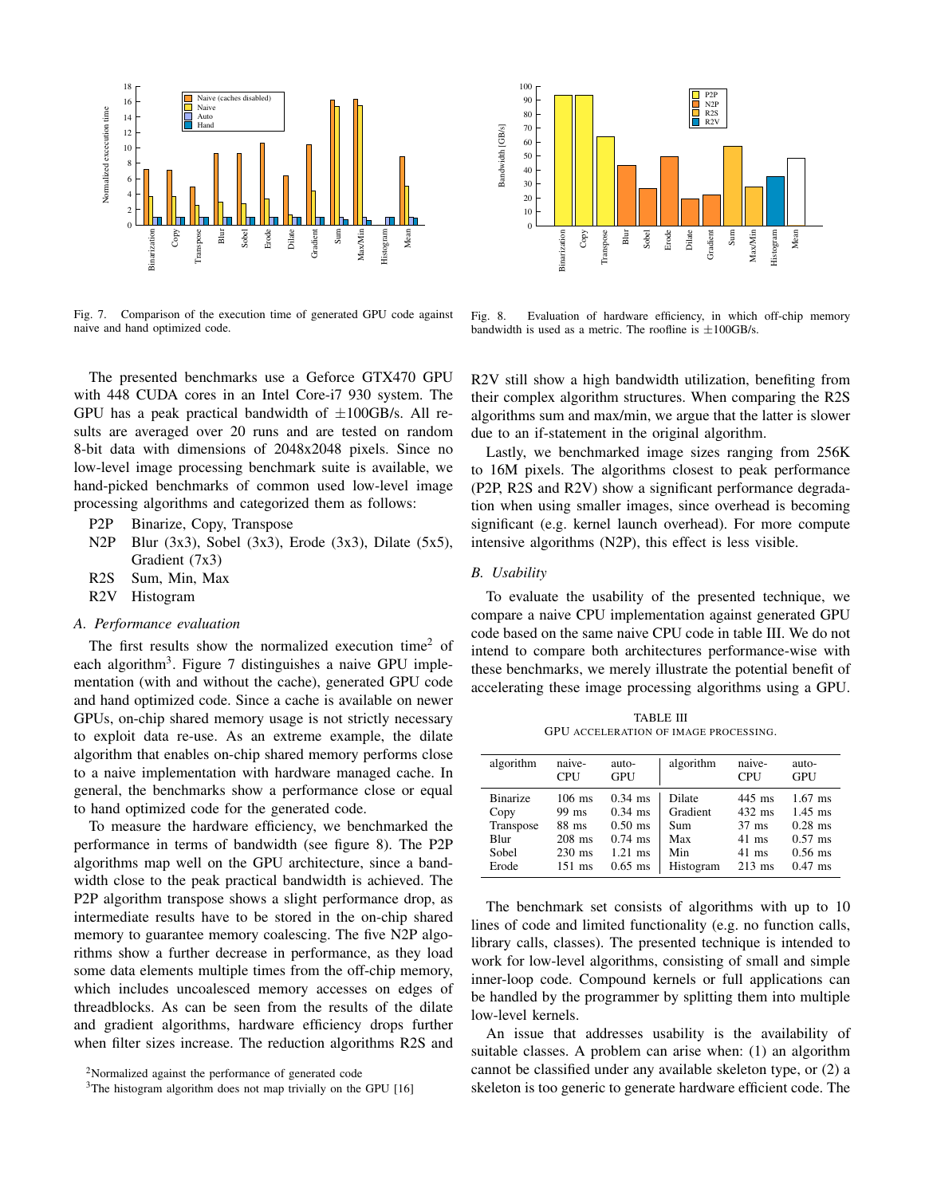Fig. 7. Comparison of the execution time of generated GPU code against naive and hand optimized code.

Fig. 8. Evaluation of hardware efficiency, in which off-chip memory bandwidth is used as a metric. The roofline is ±100GB/s.

The presented benchmarks use a Geforce GTX470 GPU with 448 CUDA cores in an Intel Core-i7 930 system. The GPU has a peak practical bandwidth of ±100GB/s. All results are averaged over 20 runs and are tested on random 8-bit data with dimensions of 2048x2048 pixels. Since no low-level image processing benchmark suite is available, we hand-picked benchmarks of common used low-level image processing algorithms and categorized them as follows:

- P2P Binarize, Copy, Transpose
- N2P Blur (3x3), Sobel (3x3), Erode (3x3), Dilate (5x5), Gradient (7x7)
- R2S Sum, Min, Max
- R2V Histogram

### A. Performance evaluation

The first results show the normalized execution time[2] of each algorithm[3]. Figure 7 distinguishes a naive GPU implementation (with and without the cache), generated GPU code and hand optimized code. Since a cache is available on newer GPUs, on-chip shared memory usage is not strictly necessary to exploit data re-use. As an extreme example, the dilate algorithm that enables on-chip shared memory performs close to a naive implementation with hardware managed cache. In general, the benchmarks show a performance close or equal to hand optimized code for the generated code.

To measure the hardware efficiency, we benchmarked the performance in terms of bandwidth (see figure 8). The P2P algorithms map well on the GPU architecture, since a bandwidth close to the peak practical bandwidth is achieved. The P2P algorithm transpose shows a slight performance drop, as intermediate results have to be stored in the on-chip shared memory to guarantee memory coalescing. The five N2P algorithms show a further decrease in performance, as they load some data elements multiple times from the off-chip memory, which includes uncoalesced memory accesses on edges of threadblocks. As can be seen from the results of the dilate and gradient algorithms, hardware efficiency drops further when filter sizes increase. The reduction algorithms R2S and R2V still show a high bandwidth utilization, benefiting from their complex algorithm structures. When comparing the R2S algorithms sum and max/min, we argue that the latter is slower due to an if-statement in the original algorithm.

Lastly, we benchmarked image sizes ranging from 256K to 16M pixels. The algorithms closest to peak performance (P2P, R2S and R2V) show a significant performance degradation when using smaller images, since overhead is becoming significant (e.g. kernel launch overhead). For more compute intensive algorithms (N2P), this effect is less visible.

### B. Usability

To evaluate the usability of the presented technique, we compare a naive CPU implementation against generated GPU code based on the same naive CPU code in table III. We do not intend to compare both architectures performance-wise with these benchmarks, we merely illustrate the potential benefit of accelerating these image processing algorithms using a GPU.

TABLE III
GPU ACCELERATION OF IMAGE PROCESSING.

| algorithm | naive-CPU | auto-GPU | algorithm | naive-CPU | auto-GPU |
|---|---|---|---|---|---|
| Binarize | 106 ms | 0.34 ms | Dilate | 445 ms | 1.67 ms |
| Copy | 99 ms | 0.34 ms | Gradient | 432 ms | 1.45 ms |
| Transpose | 88 ms | 0.50 ms | Sum | 37 ms | 0.28 ms |
| Blur | 208 ms | 0.74 ms | Max | 41 ms | 0.57 ms |
| Sobel | 230 ms | 1.21 ms | Min | 41 ms | 0.56 ms |
| Erode | 151 ms | 0.65 ms | Histogram | 213 ms | 0.47 ms |

The benchmark set consists of algorithms with up to 10 lines of code and limited functionality (e.g. no function calls, library calls, classes). The presented technique is intended to work for low-level algorithms, consisting of small and simple inner-loop code. Compound kernels or full applications can be handled by the programmer by splitting them into multiple low-level kernels.

An issue that addresses usability is the availability of suitable classes. A problem can arise when: (1) an algorithm cannot be classified under any available skeleton type, or (2) a skeleton is too generic to generate hardware efficient code. The

[2] Normalized against the performance of generated code

[3] The histogram algorithm does not map trivially on the GPU [16]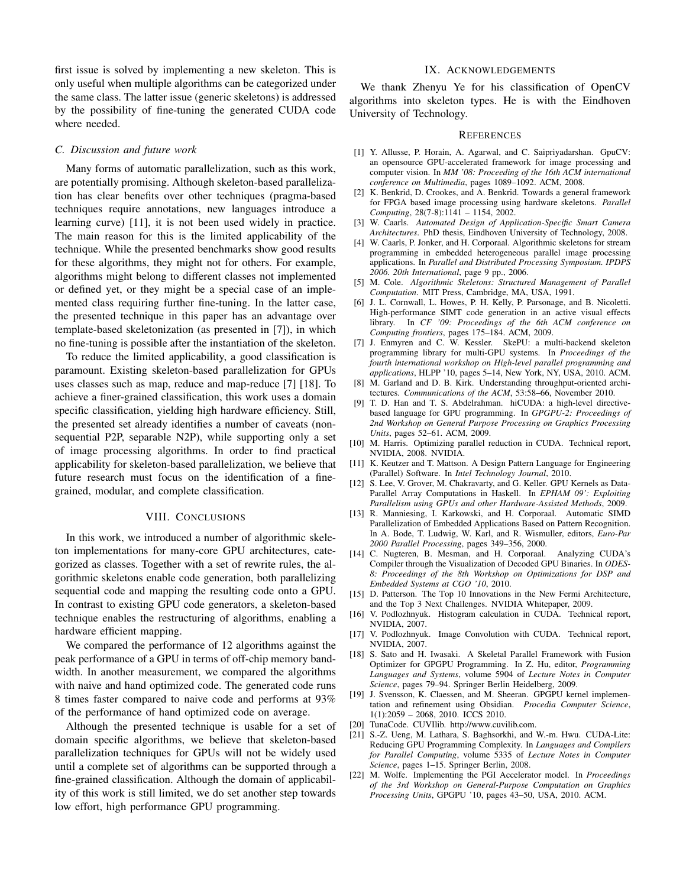first issue is solved by implementing a new skeleton. This is only useful when multiple algorithms can be categorized under the same class. The latter issue (generic skeletons) is addressed by the possibility of fine-tuning the generated CUDA code where needed.

### C. Discussion and future work

Many forms of automatic parallelization, such as this work, are potentially promising. Although skeleton-based parallelization has clear benefits over other techniques (pragma-based techniques require annotations, new languages introduce a learning curve) [11], it is not been used widely in practice. The main reason for this is the limited applicability of the technique. While the presented benchmarks show good results for these algorithms, they might not for others. For example, algorithms might belong to different classes not implemented or defined yet, or they might be a special case of an implemented class requiring further fine-tuning. In the latter case, the presented technique in this paper has an advantage over template-based skeletonization (as presented in [7]), in which no fine-tuning is possible after the instantiation of the skeleton.

To reduce the limited applicability, a good classification is paramount. Existing skeleton-based parallelization for GPUs uses classes such as map, reduce and map-reduce [7] [18]. To achieve a finer-grained classification, this work uses a domain specific classification, yielding high hardware efficiency. Still, the presented set already identifies a number of caveats (non-sequential P2P, separable N2P), while supporting only a set of image processing algorithms. In order to find practical applicability for skeleton-based parallelization, we believe that future research must focus on the identification of a fine-grained, modular, and complete classification.

## VIII. Conclusions

In this work, we introduced a number of algorithmic skeleton implementations for many-core GPU architectures, categorized as classes. Together with a set of rewrite rules, the algorithmic skeletons enable code generation, both parallelizing sequential code and mapping the resulting code onto a GPU. In contrast to existing GPU code generators, a skeleton-based technique enables the restructuring of algorithms, enabling a hardware efficient mapping.

We compared the performance of 12 algorithms against the peak performance of a GPU in terms of off-chip memory bandwidth. In another measurement, we compared the algorithms with naive and hand optimized code. The generated code runs 8 times faster compared to naive code and performs at 93% of the performance of hand optimized code on average.

Although the presented technique is usable for a set of domain specific algorithms, we believe that skeleton-based parallelization techniques for GPUs will not be widely used until a complete set of algorithms can be supported through a fine-grained classification. Although the domain of applicability of this work is still limited, we do set another step towards low effort, high performance GPU programming.

## IX. Acknowledgements

We thank Zhenyu Ye for his classification of OpenCV algorithms into skeleton types. He is with the Eindhoven University of Technology.

## References

[1] Y. Allusse, P. Horain, A. Agarwal, and C. Saipriyadarshan. GpuCV: an opensource GPU-accelerated framework for image processing and computer vision. In *MM '08: Proceeding of the 16th ACM international conference on Multimedia*, pages 1089–1092. ACM, 2008.

[2] K. Benkrid, D. Crookes, and A. Benkrid. Towards a general framework for FPGA based image processing using hardware skeletons. *Parallel Computing*, 28(7-8):1141 – 1154, 2002.

[3] W. Caarls. *Automated Design of Application-Specific Smart Camera Architectures*. PhD thesis, Eindhoven University of Technology, 2008.

[4] W. Caarls, P. Jonker, and H. Corporaal. Algorithmic skeletons for stream programming in embedded heterogeneous parallel image processing applications. In *Parallel and Distributed Processing Symposium. IPDPS 2006. 20th International*, page 9 pp., 2006.

[5] M. Cole. *Algorithmic Skeletons: Structured Management of Parallel Computation*. MIT Press, Cambridge, MA, USA, 1991.

[6] J. L. Cornwall, L. Howes, P. H. Kelly, P. Parsonage, and B. Nicoletti. High-performance SIMT code generation in an active visual effects library. In *CF '09: Proceedings of the 6th ACM conference on Computing frontiers*, pages 175–184. ACM, 2009.

[7] J. Enmyren and C. W. Kessler. SkePU: a multi-backend skeleton programming library for multi-GPU systems. In *Proceedings of the fourth international workshop on High-level parallel programming and applications*, HLPP '10, pages 5–14, New York, NY, USA, 2010. ACM.

[8] M. Garland and D. B. Kirk. Understanding throughput-oriented architectures. *Communications of the ACM*, 53:58–66, November 2010.

[9] T. D. Han and T. S. Abdelrahman. hiCUDA: a high-level directive-based language for GPU programming. In *GPGPU-2: Proceedings of 2nd Workshop on General Purpose Processing on Graphics Processing Units*, pages 52–61. ACM, 2009.

[10] M. Harris. Optimizing parallel reduction in CUDA. Technical report, NVIDIA, 2008. NVIDIA.

[11] K. Keutzer and T. Mattson. A Design Pattern Language for Engineering (Parallel) Software. In *Intel Technology Journal*, 2010.

[12] S. Lee, V. Grover, M. Chakravarty, and G. Keller. GPU Kernels as Data-Parallel Array Computations in Haskell. In *EPHAM 09': Exploiting Parallelism using GPUs and other Hardware-Assisted Methods*, 2009.

[13] R. Manniesing, I. Karkowski, and H. Corporaal. Automatic SIMD Parallelization of Embedded Applications Based on Pattern Recognition. In A. Bode, T. Ludwig, W. Karl, and R. Wismuller, editors, *Euro-Par 2000 Parallel Processing*, pages 349–356, 2000.

[14] C. Nugteren, B. Mesman, and H. Corporaal. Analyzing CUDA's Compiler through the Visualization of Decoded GPU Binaries. In *ODES-8: Proceedings of the 8th Workshop on Optimizations for DSP and Embedded Systems at CGO '10*, 2010.

[15] D. Patterson. The Top 10 Innovations in the New Fermi Architecture, and the Top 3 Next Challenges. NVIDIA Whitepaper, 2009.

[16] V. Podlozhnyuk. Histogram calculation in CUDA. Technical report, NVIDIA, 2007.

[17] V. Podlozhnyuk. Image Convolution with CUDA. Technical report, NVIDIA, 2007.

[18] S. Sato and H. Iwasaki. A Skeletal Parallel Framework with Fusion Optimizer for GPGPU Programming. In Z. Hu, editor, *Programming Languages and Systems*, volume 5904 of *Lecture Notes in Computer Science*, pages 79–94. Springer Berlin Heidelberg, 2009.

[19] J. Svensson, K. Claessen, and M. Sheeran. GPGPU kernel implementation and refinement using Obsidian. *Procedia Computer Science*, 1(1):2059 – 2068, 2010. ICCS 2010.

[20] TunaCode. CUVIlib. http://www.cuvilib.com.

[21] S.-Z. Ueng, M. Lathara, S. Baghsorkhi, and W.-m. Hwu. CUDA-Lite: Reducing GPU Programming Complexity. In *Languages and Compilers for Parallel Computing*, volume 5335 of *Lecture Notes in Computer Science*, pages 1–15. Springer Berlin, 2008.

[22] M. Wolfe. Implementing the PGI Accelerator model. In *Proceedings of the 3rd Workshop on General-Purpose Computation on Graphics Processing Units*, GPGPU '10, pages 43–50, USA, 2010. ACM.